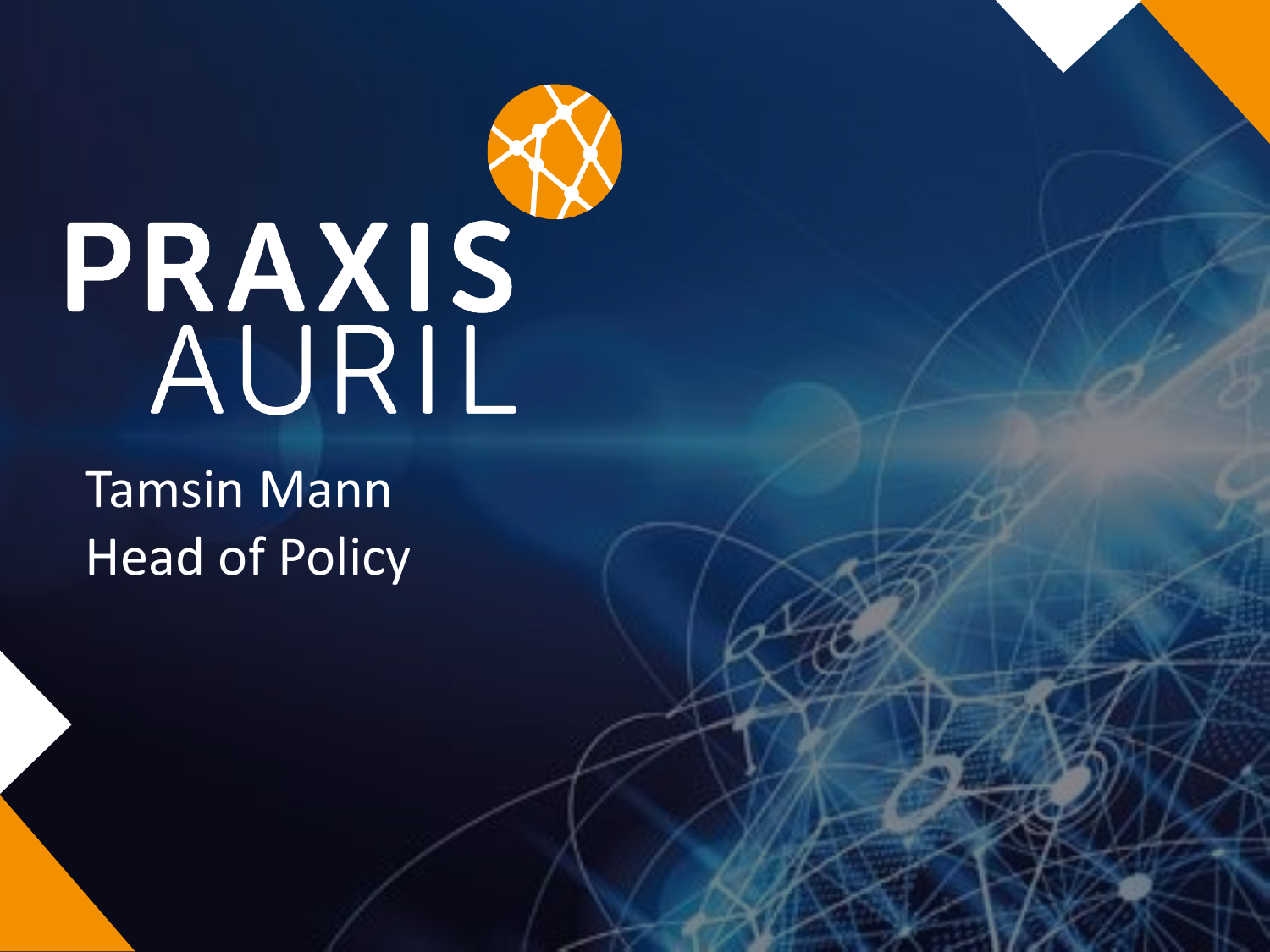# PRAXIS AURIL

Tamsin Mann

Head of Policy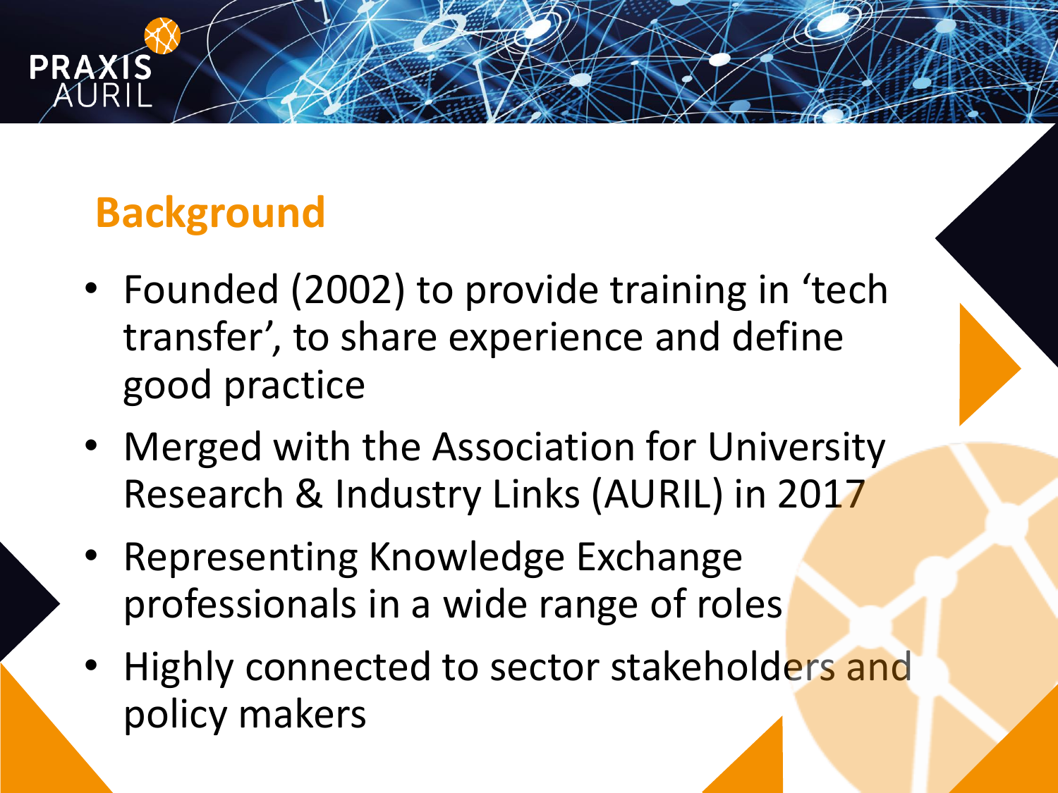## Background

- Founded (2002) to provide training in 'tech transfer', to share experience and define good practice
- Merged with the Association for University Research & Industry Links (AURIL) in 2017
- Representing Knowledge Exchange professionals in a wide range of roles
- Highly connected to sector stakeholders and policy makers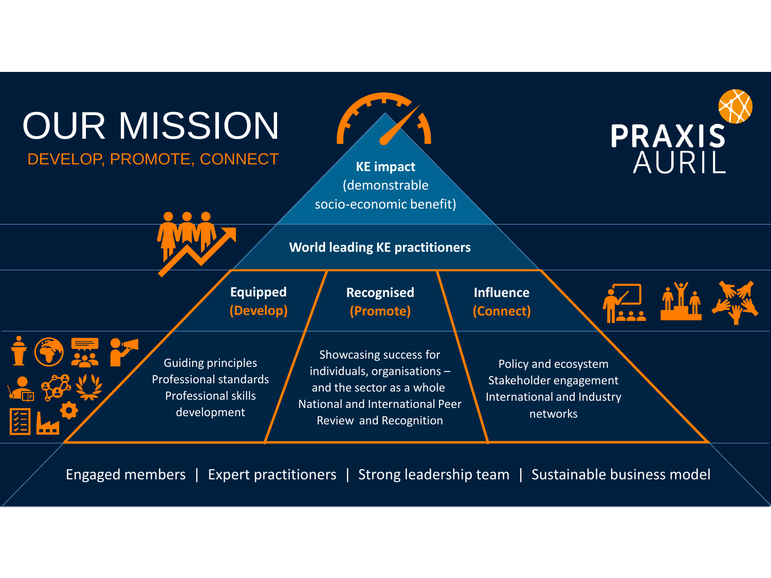# OUR MISSION

## DEVELOP, PROMOTE, CONNECT

PRAXIS AURIL

**KE impact**
(demonstrable socio-economic benefit)

**World leading KE practitioners**

| **Equipped (Develop)** | **Recognised (Promote)** | **Influence (Connect)** |
|---|---|---|
| Guiding principles<br>Professional standards<br>Professional skills development | Showcasing success for individuals, organisations – and the sector as a whole<br>National and International Peer Review and Recognition | Policy and ecosystem<br>Stakeholder engagement<br>International and Industry networks |

Engaged members | Expert practitioners | Strong leadership team | Sustainable business model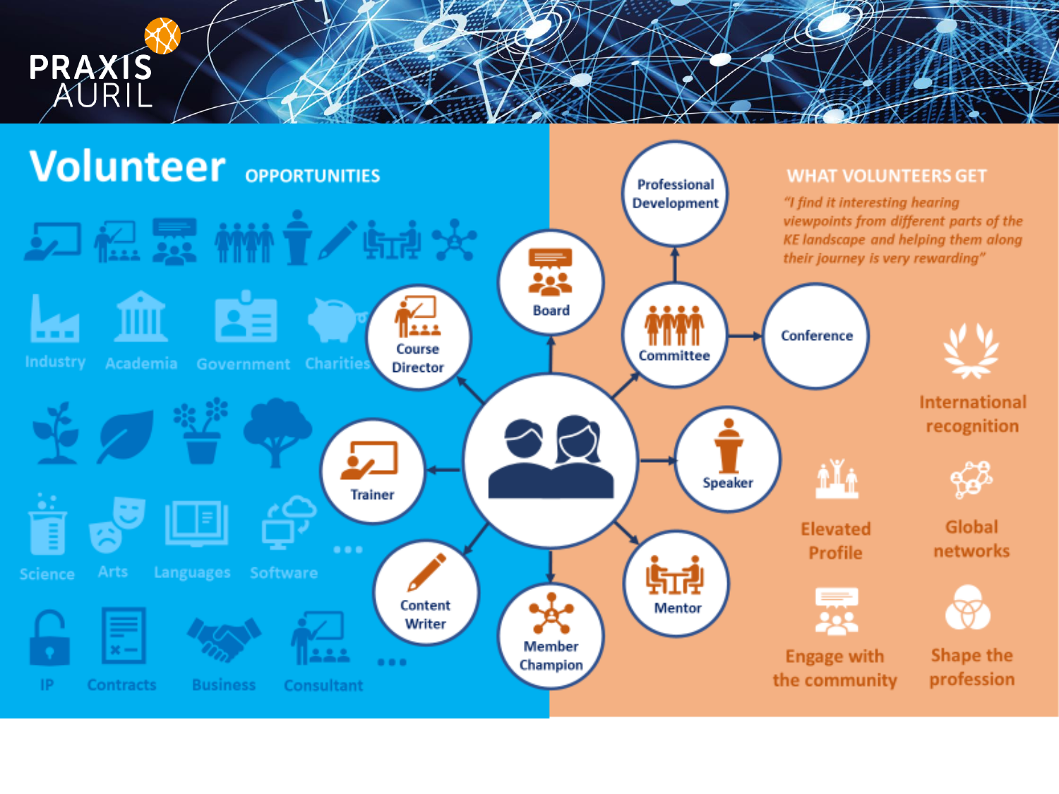PRAXIS AURIL

# Volunteer OPPORTUNITIES

Industry
Academia
Government
Charities

Science
Arts
Languages
Software
...

IP
Contracts
Business
Consultant
...

- Course Director
- Board
- Committee
- Professional Development
- Conference
- Trainer
- Speaker
- Content Writer
- Member Champion
- Mentor

## WHAT VOLUNTEERS GET

*"I find it interesting hearing viewpoints from different parts of the KE landscape and helping them along their journey is very rewarding"*

- International recognition
- Elevated Profile
- Global networks
- Engage with the community
- Shape the profession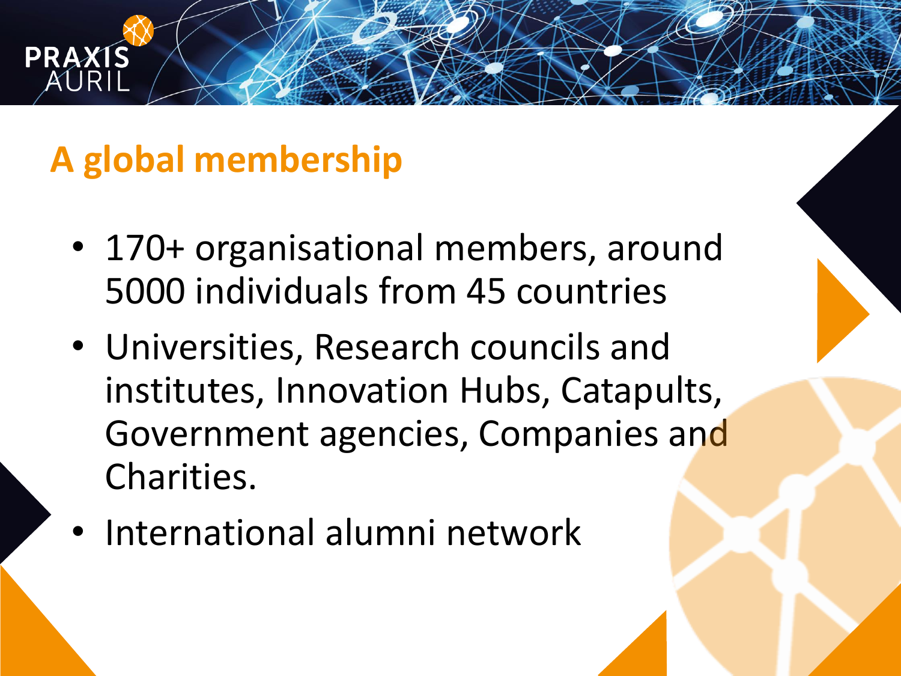## A global membership

- 170+ organisational members, around 5000 individuals from 45 countries
- Universities, Research councils and institutes, Innovation Hubs, Catapults, Government agencies, Companies and Charities.
- International alumni network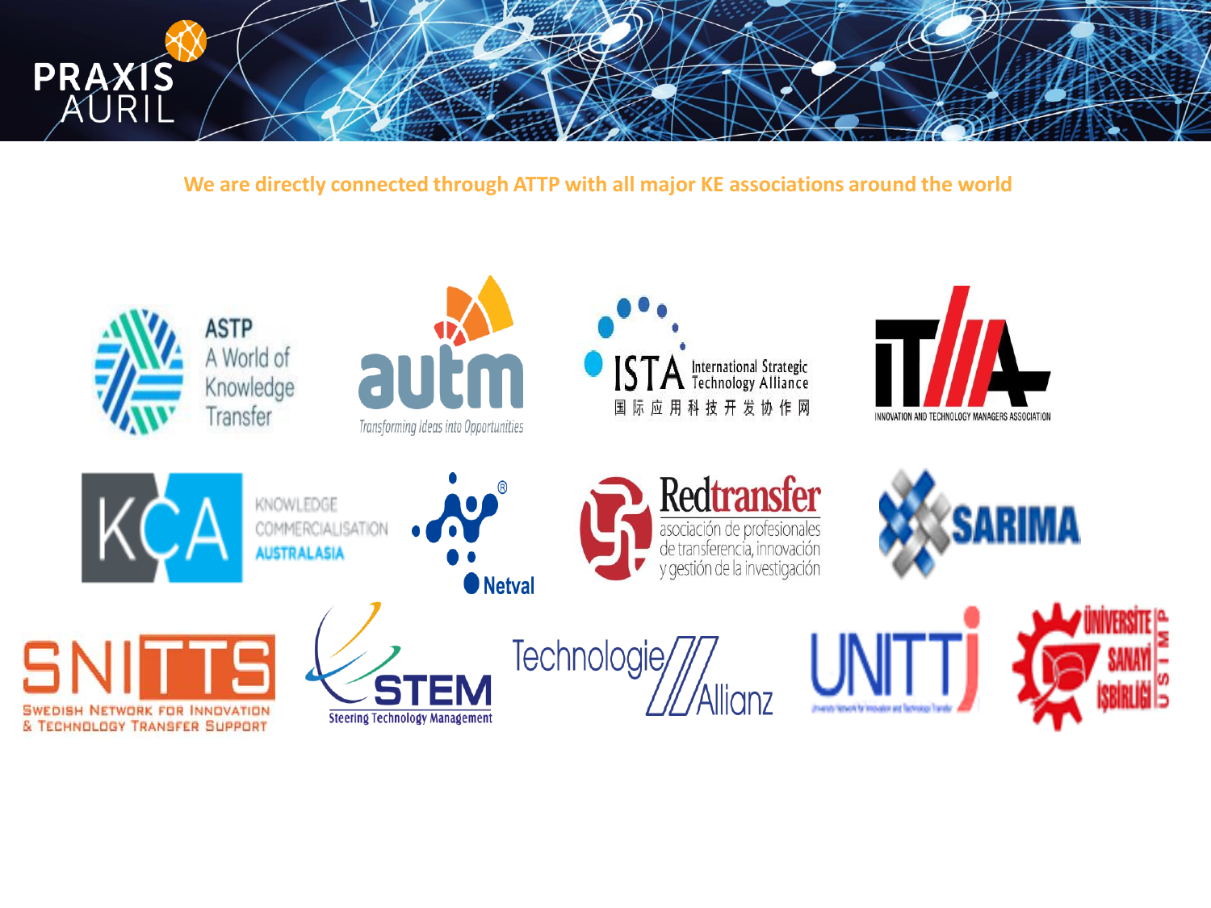We are directly connected through ATTP with all major KE associations around the world

ASTP A World of Knowledge Transfer

autm Transforming Ideas into Opportunities

ISTA International Strategic Technology Alliance 国际应用科技开发协作网

ITMA INNOVATION AND TECHNOLOGY MANAGERS ASSOCIATION

KCA KNOWLEDGE COMMERCIALISATION AUSTRALASIA

Netval

Redtransfer asociación de profesionales de transferencia, innovación y gestión de la investigación

SARIMA

SNITTS SWEDISH NETWORK FOR INNOVATION & TECHNOLOGY TRANSFER SUPPORT

STEM Steering Technology Management

Technologie Allianz

UNITT

ÜNİVERSİTE SANAYİ İŞBİRLİĞİ USIMP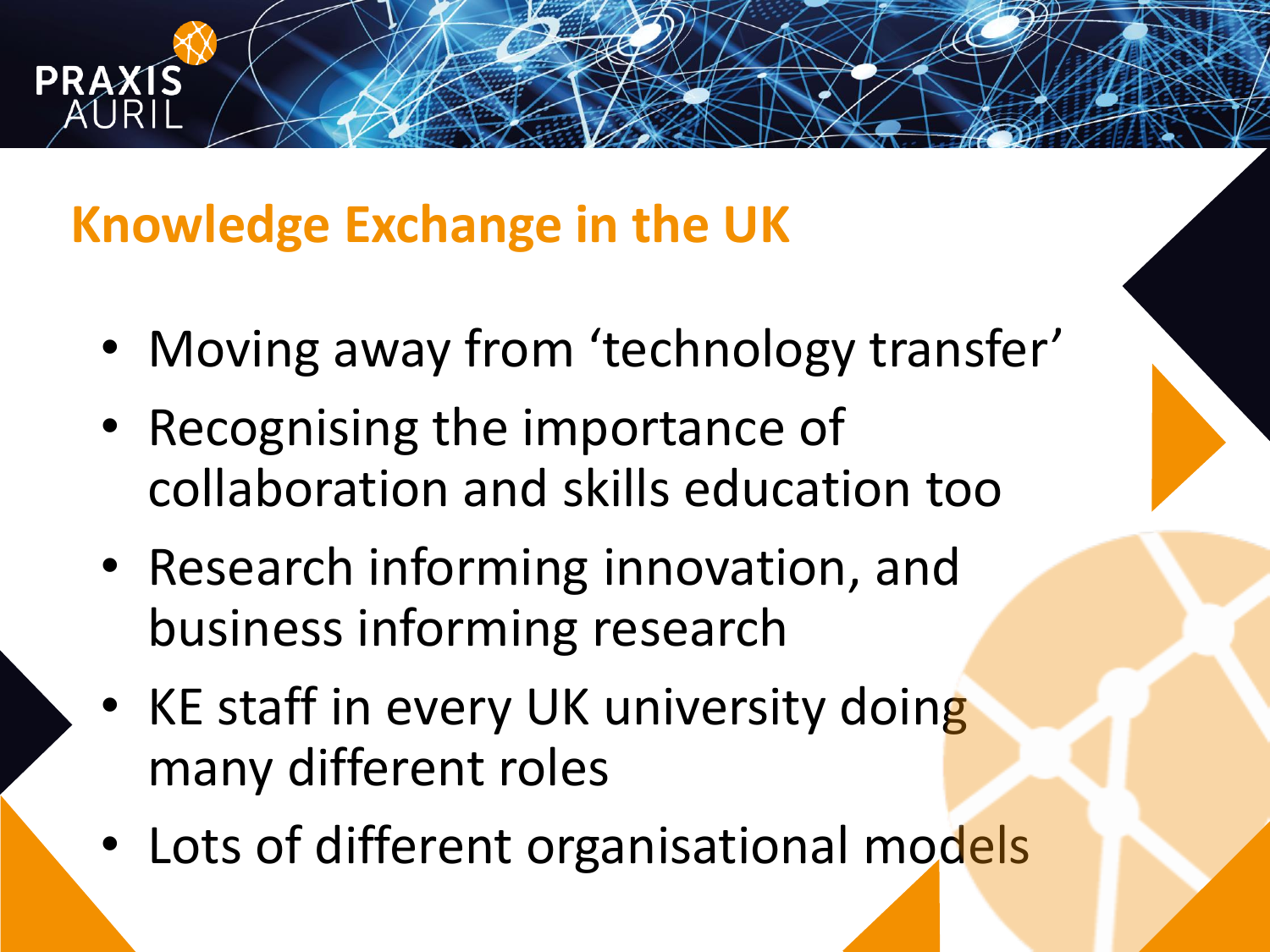## Knowledge Exchange in the UK

- Moving away from ‘technology transfer’
- Recognising the importance of collaboration and skills education too
- Research informing innovation, and business informing research
- KE staff in every UK university doing many different roles
- Lots of different organisational models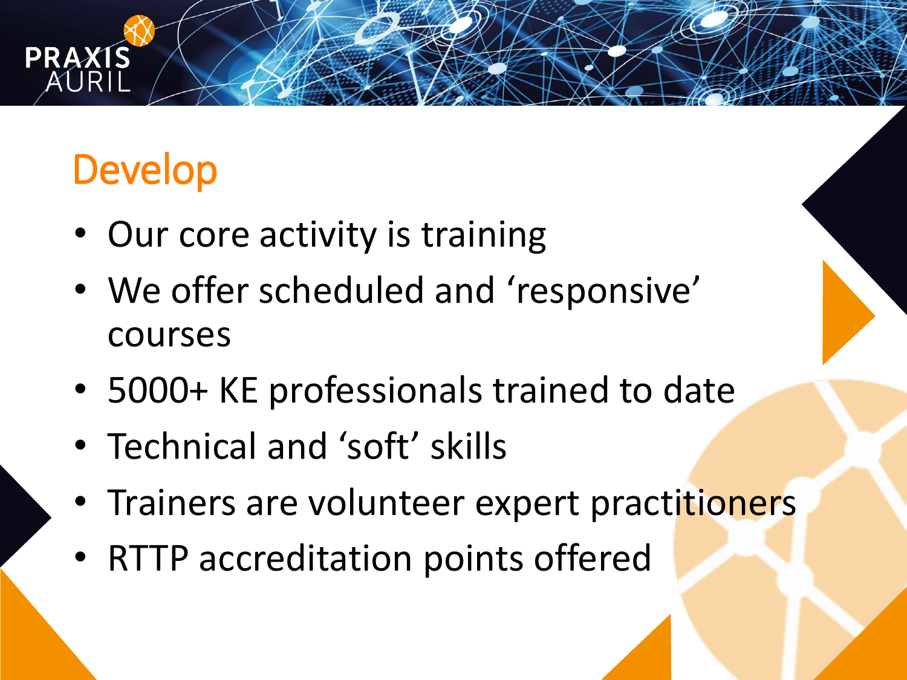# Develop

- Our core activity is training
- We offer scheduled and ‘responsive’ courses
- 5000+ KE professionals trained to date
- Technical and ‘soft’ skills
- Trainers are volunteer expert practitioners
- RTTP accreditation points offered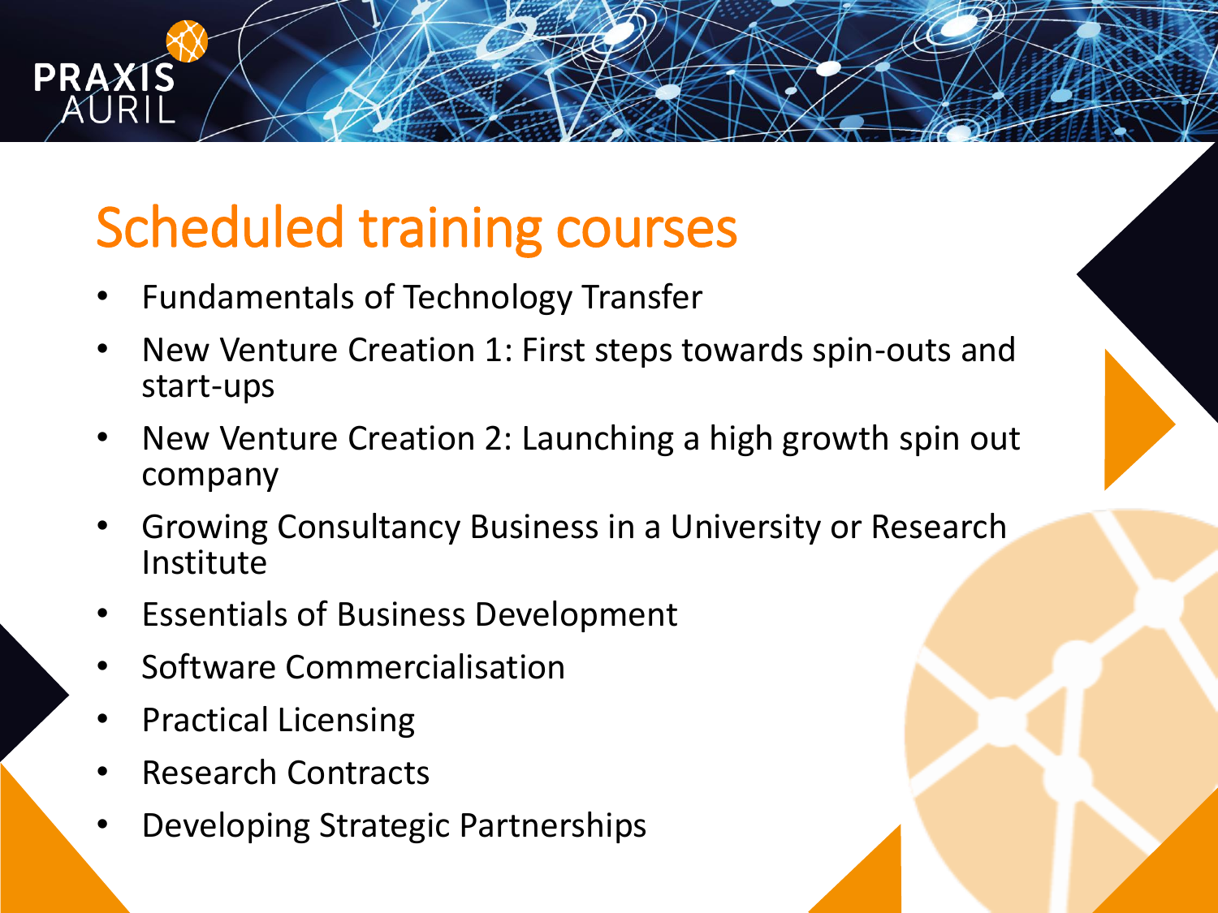# Scheduled training courses

- Fundamentals of Technology Transfer
- New Venture Creation 1: First steps towards spin-outs and start-ups
- New Venture Creation 2: Launching a high growth spin out company
- Growing Consultancy Business in a University or Research Institute
- Essentials of Business Development
- Software Commercialisation
- Practical Licensing
- Research Contracts
- Developing Strategic Partnerships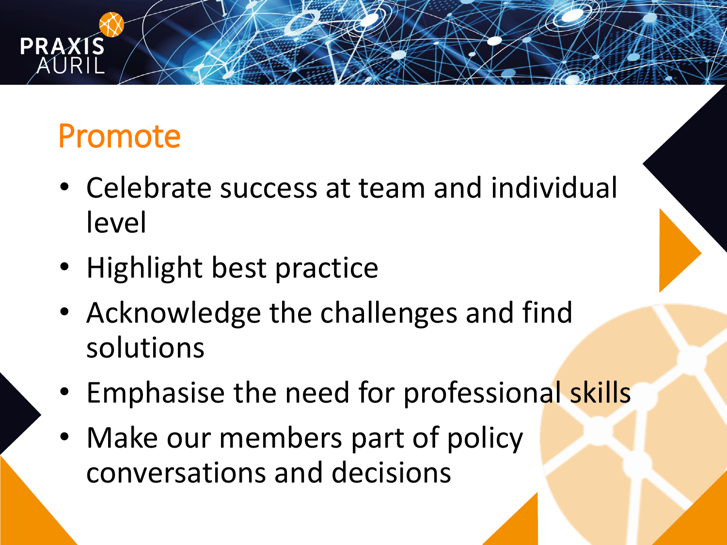## Promote

- Celebrate success at team and individual level
- Highlight best practice
- Acknowledge the challenges and find solutions
- Emphasise the need for professional skills
- Make our members part of policy conversations and decisions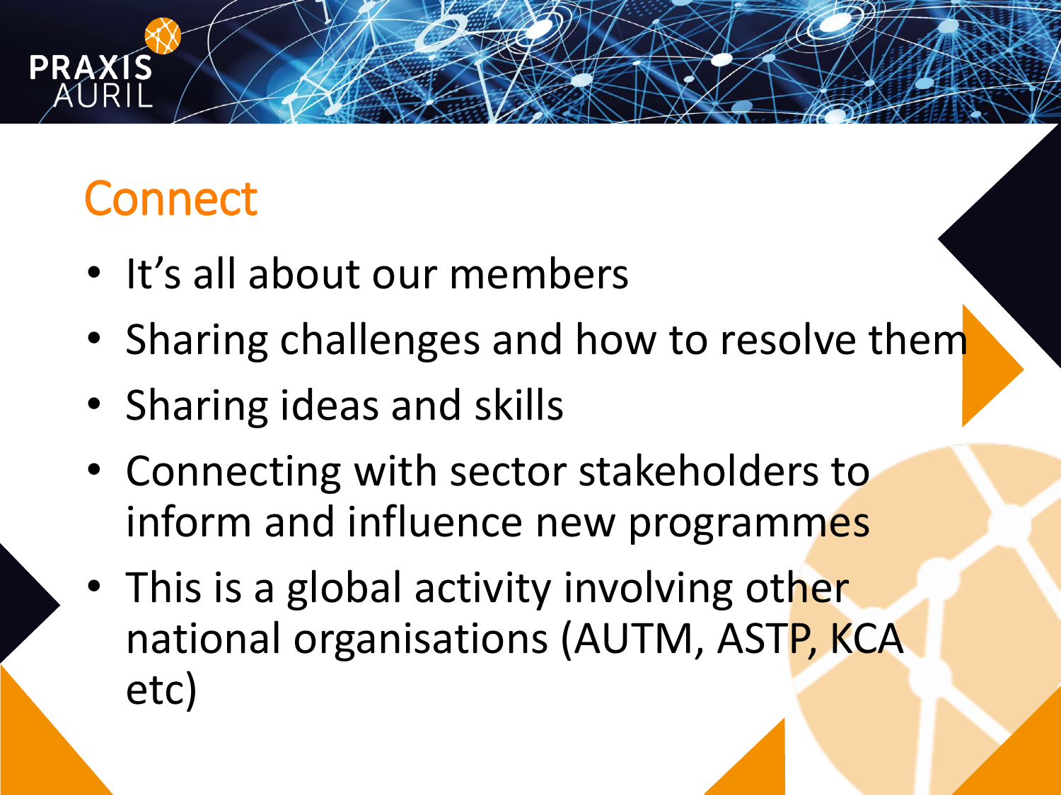# Connect

- It's all about our members
- Sharing challenges and how to resolve them
- Sharing ideas and skills
- Connecting with sector stakeholders to inform and influence new programmes
- This is a global activity involving other national organisations (AUTM, ASTP, KCA etc)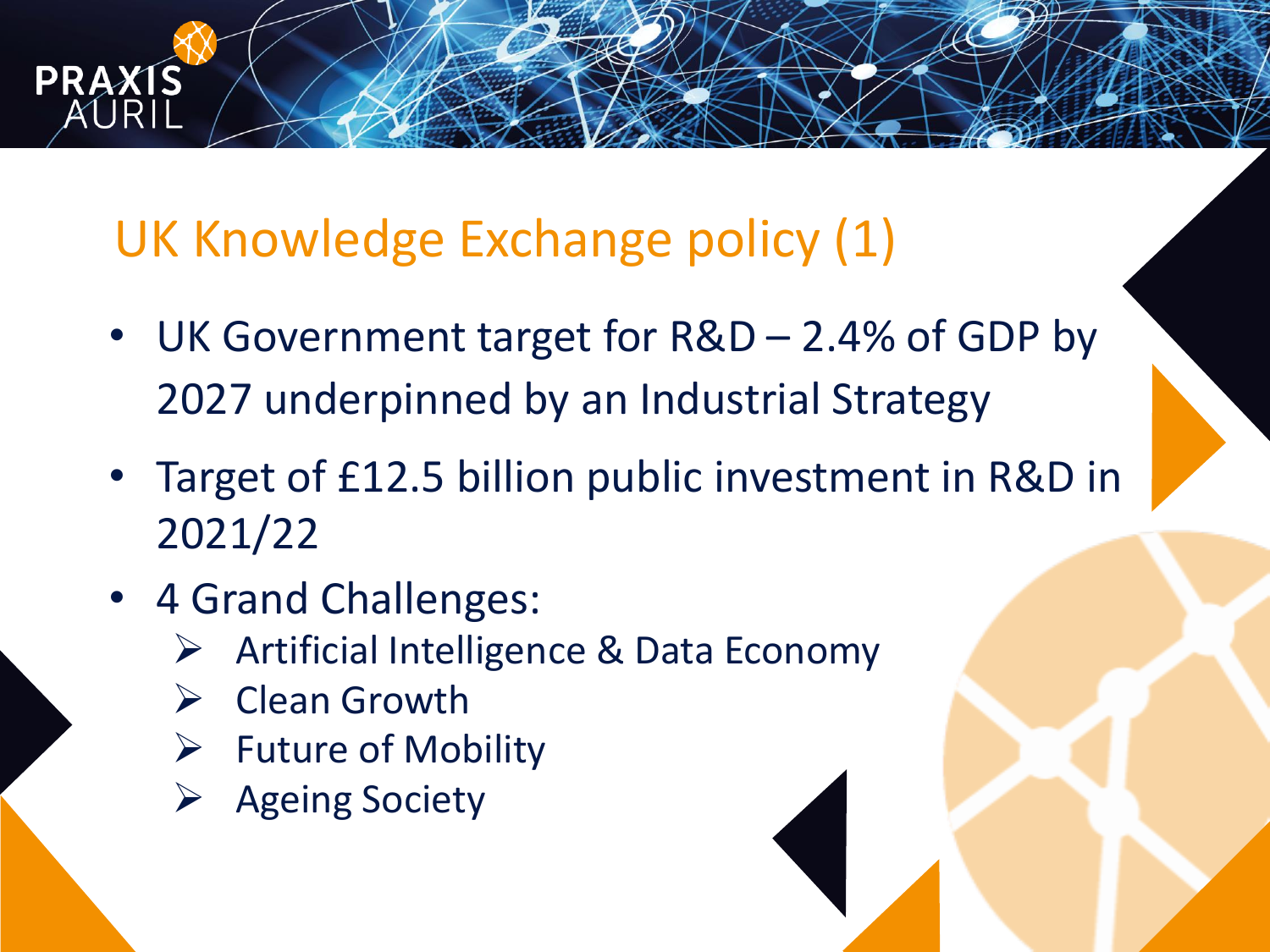# UK Knowledge Exchange policy (1)

- UK Government target for R&D – 2.4% of GDP by 2027 underpinned by an Industrial Strategy
- Target of £12.5 billion public investment in R&D in 2021/22
- 4 Grand Challenges:
  - Artificial Intelligence & Data Economy
  - Clean Growth
  - Future of Mobility
  - Ageing Society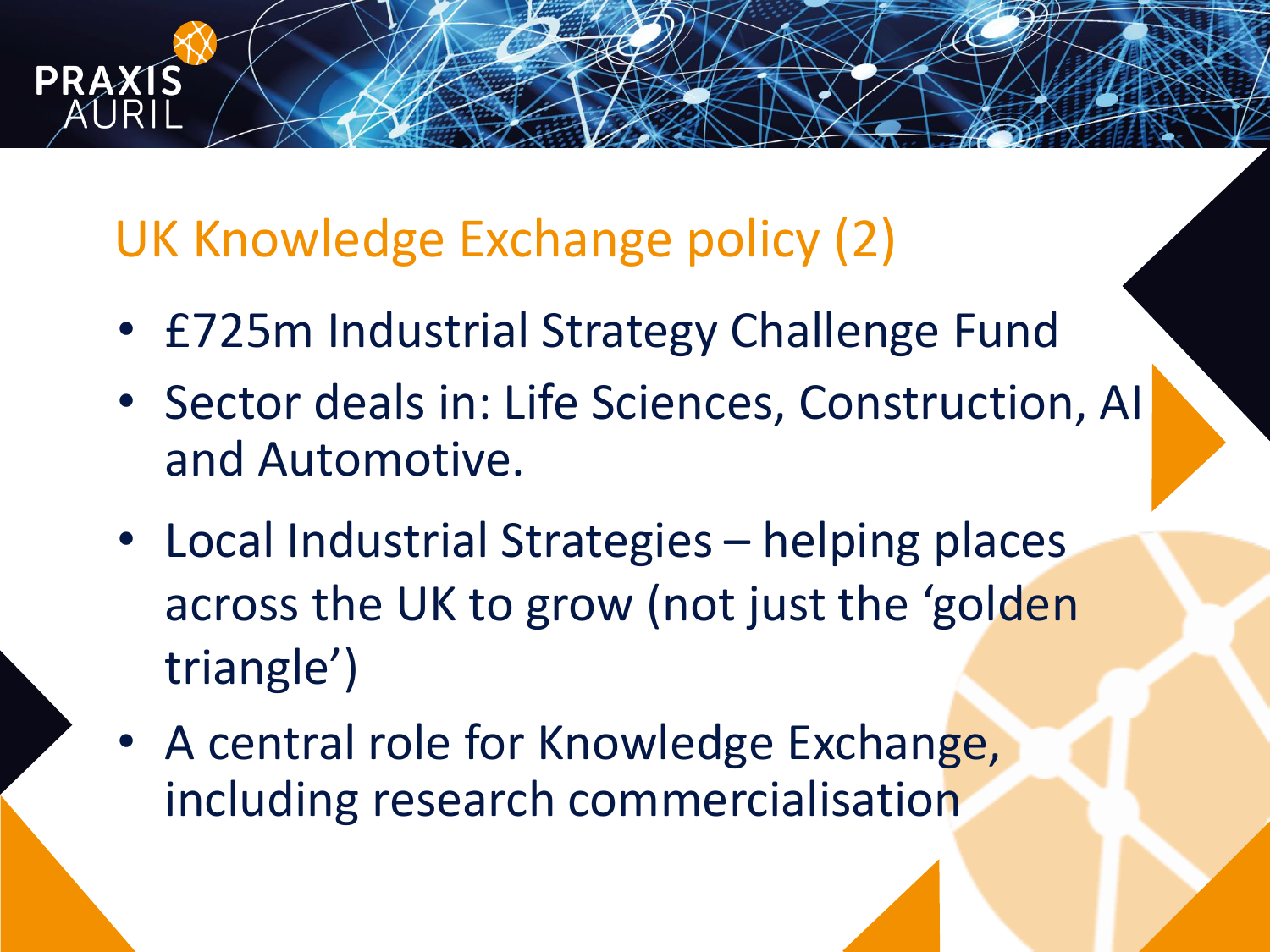## UK Knowledge Exchange policy (2)

- £725m Industrial Strategy Challenge Fund
- Sector deals in: Life Sciences, Construction, AI and Automotive.
- Local Industrial Strategies – helping places across the UK to grow (not just the 'golden triangle')
- A central role for Knowledge Exchange, including research commercialisation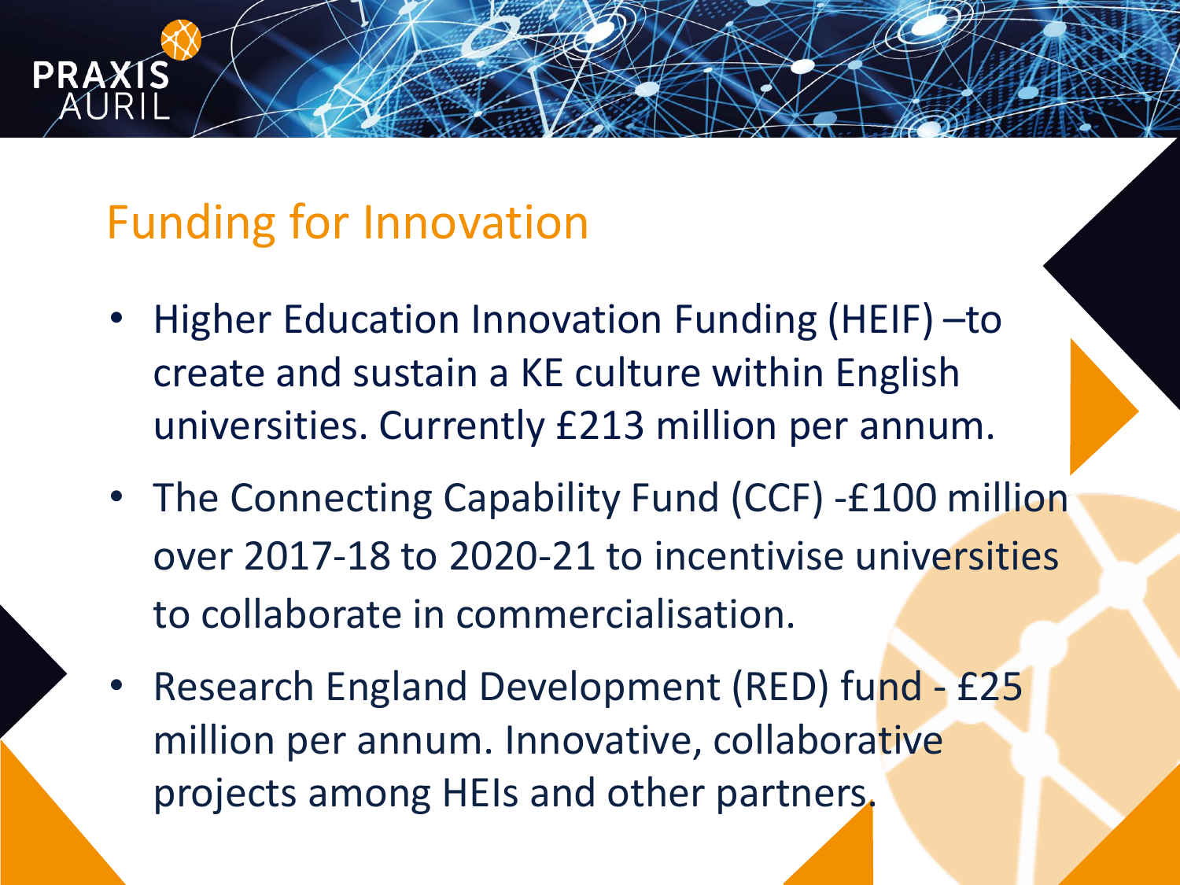## Funding for Innovation

- Higher Education Innovation Funding (HEIF) –to create and sustain a KE culture within English universities. Currently £213 million per annum.
- The Connecting Capability Fund (CCF) -£100 million over 2017-18 to 2020-21 to incentivise universities to collaborate in commercialisation.
- Research England Development (RED) fund - £25 million per annum. Innovative, collaborative projects among HEIs and other partners.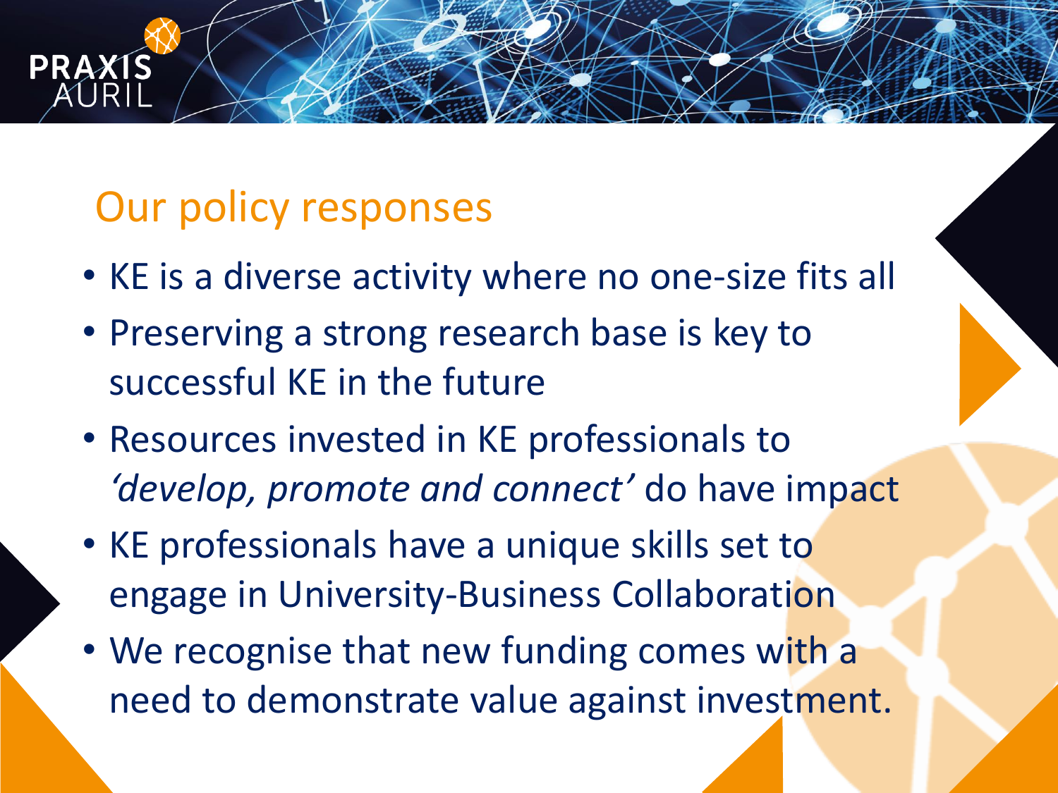## Our policy responses

- KE is a diverse activity where no one-size fits all
- Preserving a strong research base is key to successful KE in the future
- Resources invested in KE professionals to *'develop, promote and connect'* do have impact
- KE professionals have a unique skills set to engage in University-Business Collaboration
- We recognise that new funding comes with a need to demonstrate value against investment.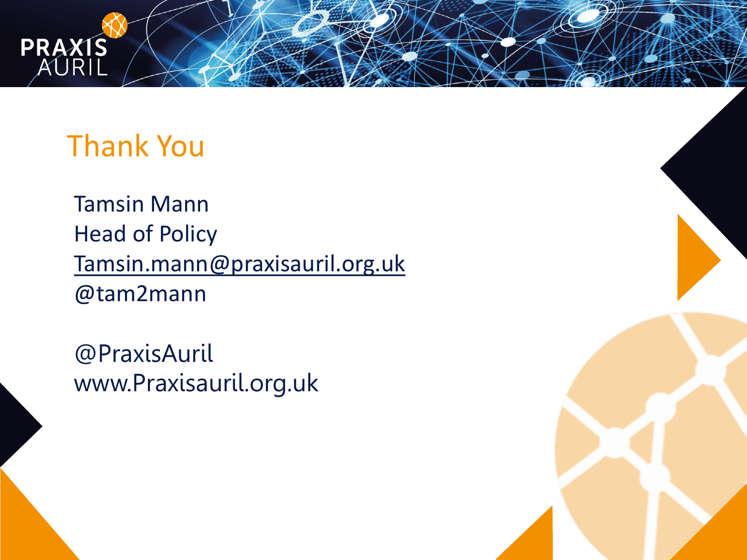PRAXIS AURIL

# Thank You

Tamsin Mann
Head of Policy
Tamsin.mann@praxisauril.org.uk
@tam2mann

@PraxisAuril
www.Praxisauril.org.uk